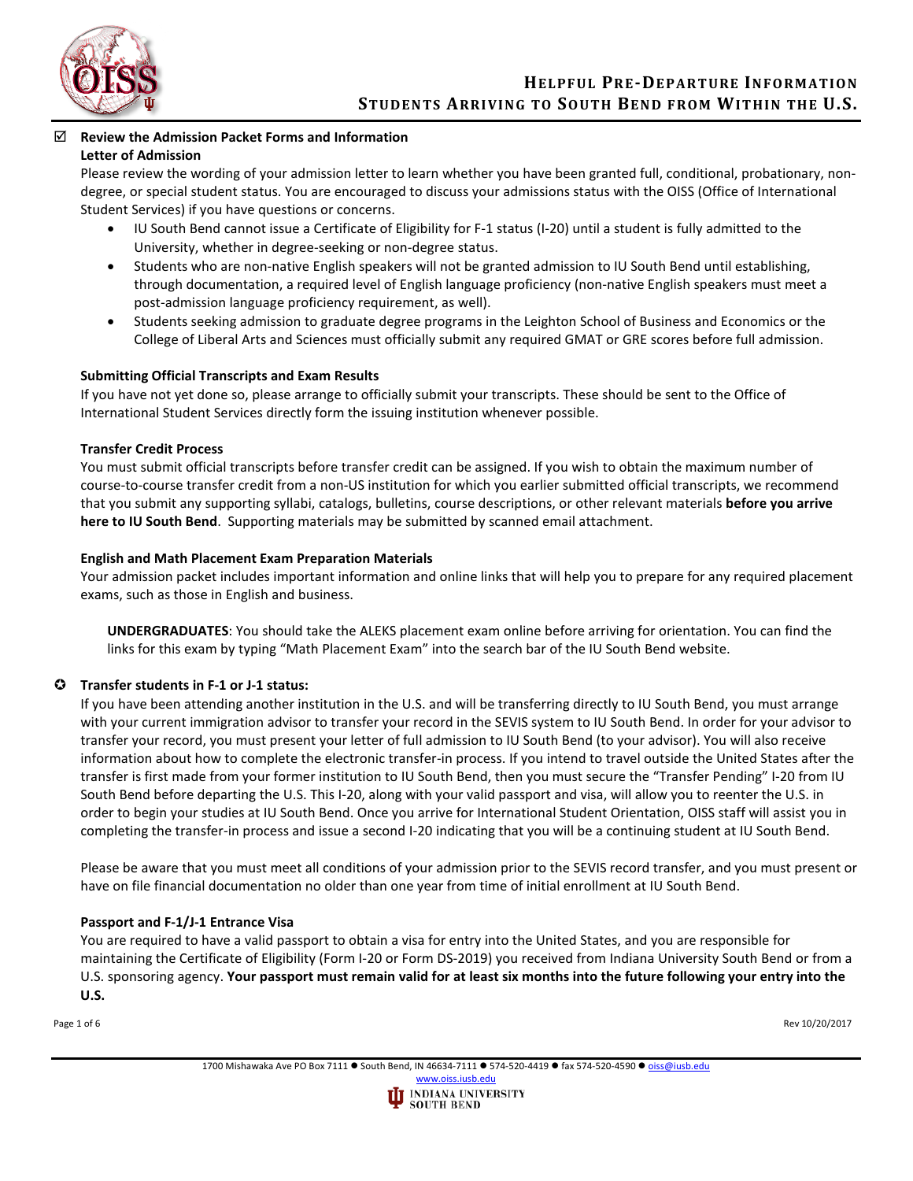# Helpful Pre-Departure Information
## Students Arriving to South Bend from Within the U.S.

☑ **Review the Admission Packet Forms and Information**

**Letter of Admission**

Please review the wording of your admission letter to learn whether you have been granted full, conditional, probationary, non-degree, or special student status. You are encouraged to discuss your admissions status with the OISS (Office of International Student Services) if you have questions or concerns.

- IU South Bend cannot issue a Certificate of Eligibility for F-1 status (I-20) until a student is fully admitted to the University, whether in degree-seeking or non-degree status.
- Students who are non-native English speakers will not be granted admission to IU South Bend until establishing, through documentation, a required level of English language proficiency (non-native English speakers must meet a post-admission language proficiency requirement, as well).
- Students seeking admission to graduate degree programs in the Leighton School of Business and Economics or the College of Liberal Arts and Sciences must officially submit any required GMAT or GRE scores before full admission.

**Submitting Official Transcripts and Exam Results**

If you have not yet done so, please arrange to officially submit your transcripts. These should be sent to the Office of International Student Services directly form the issuing institution whenever possible.

**Transfer Credit Process**

You must submit official transcripts before transfer credit can be assigned. If you wish to obtain the maximum number of course-to-course transfer credit from a non-US institution for which you earlier submitted official transcripts, we recommend that you submit any supporting syllabi, catalogs, bulletins, course descriptions, or other relevant materials **before you arrive here to IU South Bend**. Supporting materials may be submitted by scanned email attachment.

**English and Math Placement Exam Preparation Materials**

Your admission packet includes important information and online links that will help you to prepare for any required placement exams, such as those in English and business.

> **UNDERGRADUATES**: You should take the ALEKS placement exam online before arriving for orientation. You can find the links for this exam by typing "Math Placement Exam" into the search bar of the IU South Bend website.

✪ **Transfer students in F-1 or J-1 status:**

If you have been attending another institution in the U.S. and will be transferring directly to IU South Bend, you must arrange with your current immigration advisor to transfer your record in the SEVIS system to IU South Bend. In order for your advisor to transfer your record, you must present your letter of full admission to IU South Bend (to your advisor). You will also receive information about how to complete the electronic transfer-in process. If you intend to travel outside the United States after the transfer is first made from your former institution to IU South Bend, then you must secure the "Transfer Pending" I-20 from IU South Bend before departing the U.S. This I-20, along with your valid passport and visa, will allow you to reenter the U.S. in order to begin your studies at IU South Bend. Once you arrive for International Student Orientation, OISS staff will assist you in completing the transfer-in process and issue a second I-20 indicating that you will be a continuing student at IU South Bend.

Please be aware that you must meet all conditions of your admission prior to the SEVIS record transfer, and you must present or have on file financial documentation no older than one year from time of initial enrollment at IU South Bend.

**Passport and F-1/J-1 Entrance Visa**

You are required to have a valid passport to obtain a visa for entry into the United States, and you are responsible for maintaining the Certificate of Eligibility (Form I-20 or Form DS-2019) you received from Indiana University South Bend or from a U.S. sponsoring agency. **Your passport must remain valid for at least six months into the future following your entry into the U.S.**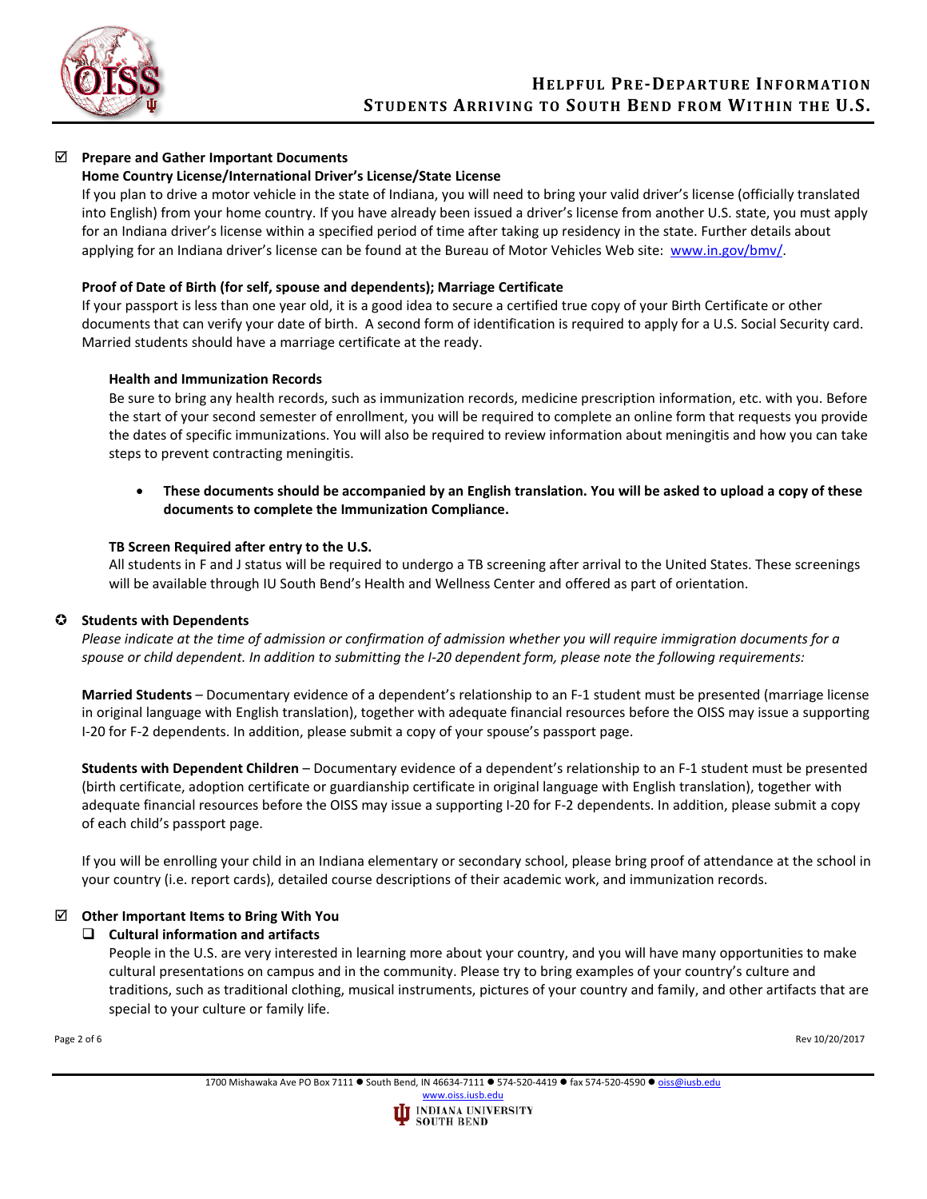- ☑ **Prepare and Gather Important Documents**

  **Home Country License/International Driver's License/State License**

  If you plan to drive a motor vehicle in the state of Indiana, you will need to bring your valid driver's license (officially translated into English) from your home country. If you have already been issued a driver's license from another U.S. state, you must apply for an Indiana driver's license within a specified period of time after taking up residency in the state. Further details about applying for an Indiana driver's license can be found at the Bureau of Motor Vehicles Web site: [www.in.gov/bmv/](http://www.in.gov/bmv/).

  **Proof of Date of Birth (for self, spouse and dependents); Marriage Certificate**

  If your passport is less than one year old, it is a good idea to secure a certified true copy of your Birth Certificate or other documents that can verify your date of birth. A second form of identification is required to apply for a U.S. Social Security card. Married students should have a marriage certificate at the ready.

  **Health and Immunization Records**

  Be sure to bring any health records, such as immunization records, medicine prescription information, etc. with you. Before the start of your second semester of enrollment, you will be required to complete an online form that requests you provide the dates of specific immunizations. You will also be required to review information about meningitis and how you can take steps to prevent contracting meningitis.

  - **These documents should be accompanied by an English translation. You will be asked to upload a copy of these documents to complete the Immunization Compliance.**

  **TB Screen Required after entry to the U.S.**

  All students in F and J status will be required to undergo a TB screening after arrival to the United States. These screenings will be available through IU South Bend's Health and Wellness Center and offered as part of orientation.

- ✪ **Students with Dependents**

  *Please indicate at the time of admission or confirmation of admission whether you will require immigration documents for a spouse or child dependent. In addition to submitting the I-20 dependent form, please note the following requirements:*

  **Married Students** – Documentary evidence of a dependent's relationship to an F-1 student must be presented (marriage license in original language with English translation), together with adequate financial resources before the OISS may issue a supporting I-20 for F-2 dependents. In addition, please submit a copy of your spouse's passport page.

  **Students with Dependent Children** – Documentary evidence of a dependent's relationship to an F-1 student must be presented (birth certificate, adoption certificate or guardianship certificate in original language with English translation), together with adequate financial resources before the OISS may issue a supporting I-20 for F-2 dependents. In addition, please submit a copy of each child's passport page.

  If you will be enrolling your child in an Indiana elementary or secondary school, please bring proof of attendance at the school in your country (i.e. report cards), detailed course descriptions of their academic work, and immunization records.

- ☑ **Other Important Items to Bring With You**
  - ❑ **Cultural information and artifacts**

    People in the U.S. are very interested in learning more about your country, and you will have many opportunities to make cultural presentations on campus and in the community. Please try to bring examples of your country's culture and traditions, such as traditional clothing, musical instruments, pictures of your country and family, and other artifacts that are special to your culture or family life.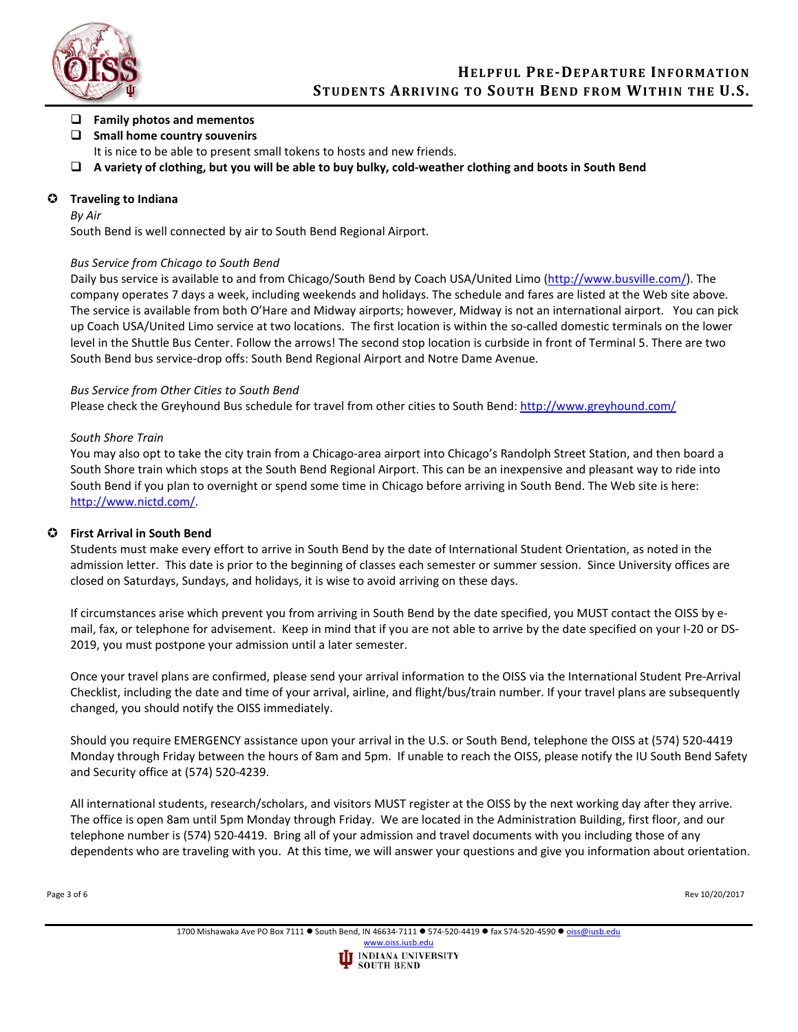- [ ] **Family photos and mementos**
- [ ] **Small home country souvenirs**
  It is nice to be able to present small tokens to hosts and new friends.
- [ ] **A variety of clothing, but you will be able to buy bulky, cold-weather clothing and boots in South Bend**

## Traveling to Indiana

*By Air*

South Bend is well connected by air to South Bend Regional Airport.

*Bus Service from Chicago to South Bend*

Daily bus service is available to and from Chicago/South Bend by Coach USA/United Limo (http://www.busville.com/). The company operates 7 days a week, including weekends and holidays. The schedule and fares are listed at the Web site above. The service is available from both O'Hare and Midway airports; however, Midway is not an international airport. You can pick up Coach USA/United Limo service at two locations. The first location is within the so-called domestic terminals on the lower level in the Shuttle Bus Center. Follow the arrows! The second stop location is curbside in front of Terminal 5. There are two South Bend bus service-drop offs: South Bend Regional Airport and Notre Dame Avenue.

*Bus Service from Other Cities to South Bend*

Please check the Greyhound Bus schedule for travel from other cities to South Bend: http://www.greyhound.com/

*South Shore Train*

You may also opt to take the city train from a Chicago-area airport into Chicago's Randolph Street Station, and then board a South Shore train which stops at the South Bend Regional Airport. This can be an inexpensive and pleasant way to ride into South Bend if you plan to overnight or spend some time in Chicago before arriving in South Bend. The Web site is here: http://www.nictd.com/.

## First Arrival in South Bend

Students must make every effort to arrive in South Bend by the date of International Student Orientation, as noted in the admission letter. This date is prior to the beginning of classes each semester or summer session. Since University offices are closed on Saturdays, Sundays, and holidays, it is wise to avoid arriving on these days.

If circumstances arise which prevent you from arriving in South Bend by the date specified, you MUST contact the OISS by e-mail, fax, or telephone for advisement. Keep in mind that if you are not able to arrive by the date specified on your I-20 or DS-2019, you must postpone your admission until a later semester.

Once your travel plans are confirmed, please send your arrival information to the OISS via the International Student Pre-Arrival Checklist, including the date and time of your arrival, airline, and flight/bus/train number. If your travel plans are subsequently changed, you should notify the OISS immediately.

Should you require EMERGENCY assistance upon your arrival in the U.S. or South Bend, telephone the OISS at (574) 520-4419 Monday through Friday between the hours of 8am and 5pm. If unable to reach the OISS, please notify the IU South Bend Safety and Security office at (574) 520-4239.

All international students, research/scholars, and visitors MUST register at the OISS by the next working day after they arrive. The office is open 8am until 5pm Monday through Friday. We are located in the Administration Building, first floor, and our telephone number is (574) 520-4419. Bring all of your admission and travel documents with you including those of any dependents who are traveling with you. At this time, we will answer your questions and give you information about orientation.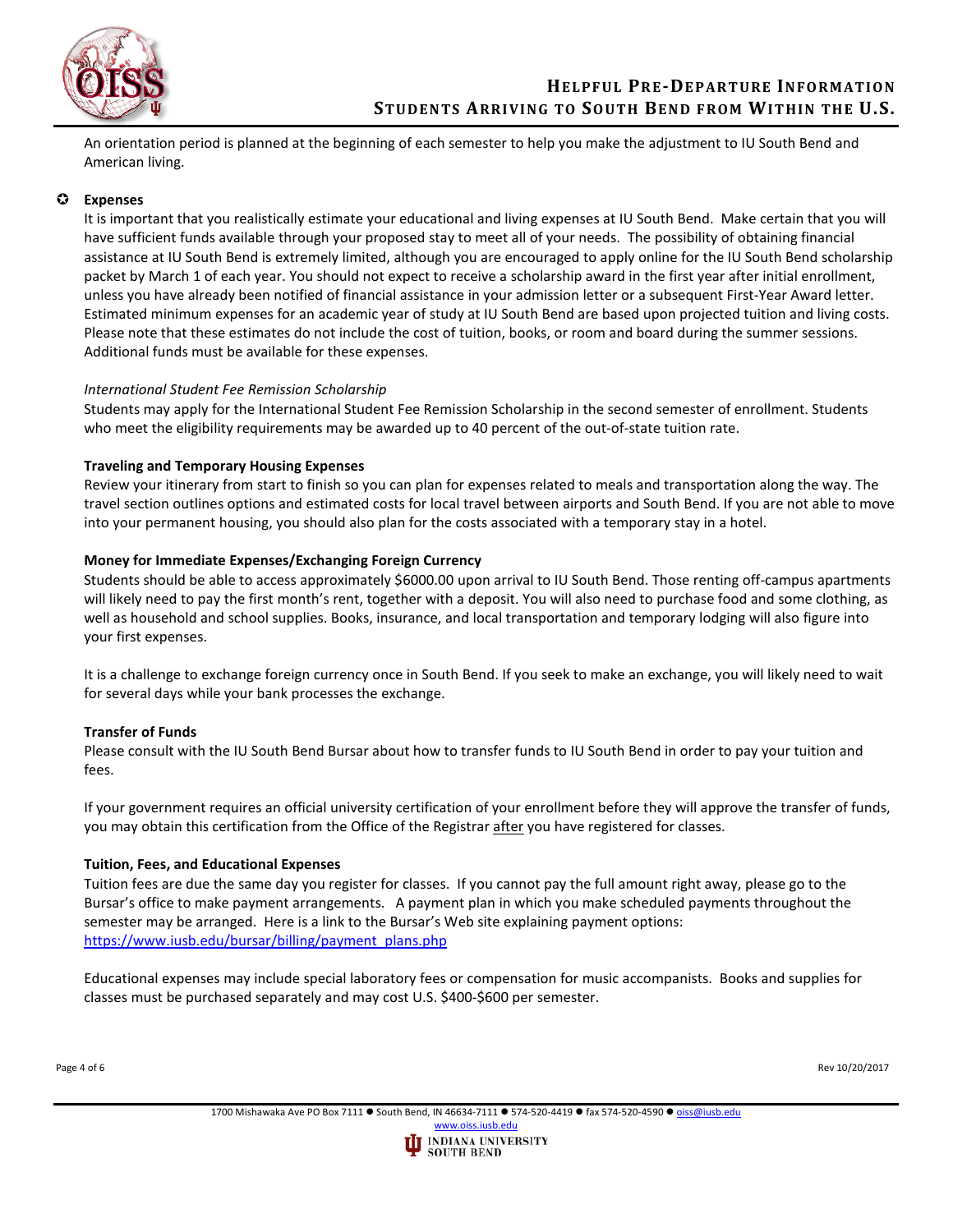An orientation period is planned at the beginning of each semester to help you make the adjustment to IU South Bend and American living.

## Expenses

It is important that you realistically estimate your educational and living expenses at IU South Bend. Make certain that you will have sufficient funds available through your proposed stay to meet all of your needs. The possibility of obtaining financial assistance at IU South Bend is extremely limited, although you are encouraged to apply online for the IU South Bend scholarship packet by March 1 of each year. You should not expect to receive a scholarship award in the first year after initial enrollment, unless you have already been notified of financial assistance in your admission letter or a subsequent First-Year Award letter. Estimated minimum expenses for an academic year of study at IU South Bend are based upon projected tuition and living costs. Please note that these estimates do not include the cost of tuition, books, or room and board during the summer sessions. Additional funds must be available for these expenses.

*International Student Fee Remission Scholarship*

Students may apply for the International Student Fee Remission Scholarship in the second semester of enrollment. Students who meet the eligibility requirements may be awarded up to 40 percent of the out-of-state tuition rate.

### Traveling and Temporary Housing Expenses

Review your itinerary from start to finish so you can plan for expenses related to meals and transportation along the way. The travel section outlines options and estimated costs for local travel between airports and South Bend. If you are not able to move into your permanent housing, you should also plan for the costs associated with a temporary stay in a hotel.

### Money for Immediate Expenses/Exchanging Foreign Currency

Students should be able to access approximately $6000.00 upon arrival to IU South Bend. Those renting off-campus apartments will likely need to pay the first month's rent, together with a deposit. You will also need to purchase food and some clothing, as well as household and school supplies. Books, insurance, and local transportation and temporary lodging will also figure into your first expenses.

It is a challenge to exchange foreign currency once in South Bend. If you seek to make an exchange, you will likely need to wait for several days while your bank processes the exchange.

### Transfer of Funds

Please consult with the IU South Bend Bursar about how to transfer funds to IU South Bend in order to pay your tuition and fees.

If your government requires an official university certification of your enrollment before they will approve the transfer of funds, you may obtain this certification from the Office of the Registrar <u>after</u> you have registered for classes.

### Tuition, Fees, and Educational Expenses

Tuition fees are due the same day you register for classes. If you cannot pay the full amount right away, please go to the Bursar's office to make payment arrangements. A payment plan in which you make scheduled payments throughout the semester may be arranged. Here is a link to the Bursar's Web site explaining payment options: [https://www.iusb.edu/bursar/billing/payment_plans.php](https://www.iusb.edu/bursar/billing/payment_plans.php)

Educational expenses may include special laboratory fees or compensation for music accompanists. Books and supplies for classes must be purchased separately and may cost U.S. $400-$600 per semester.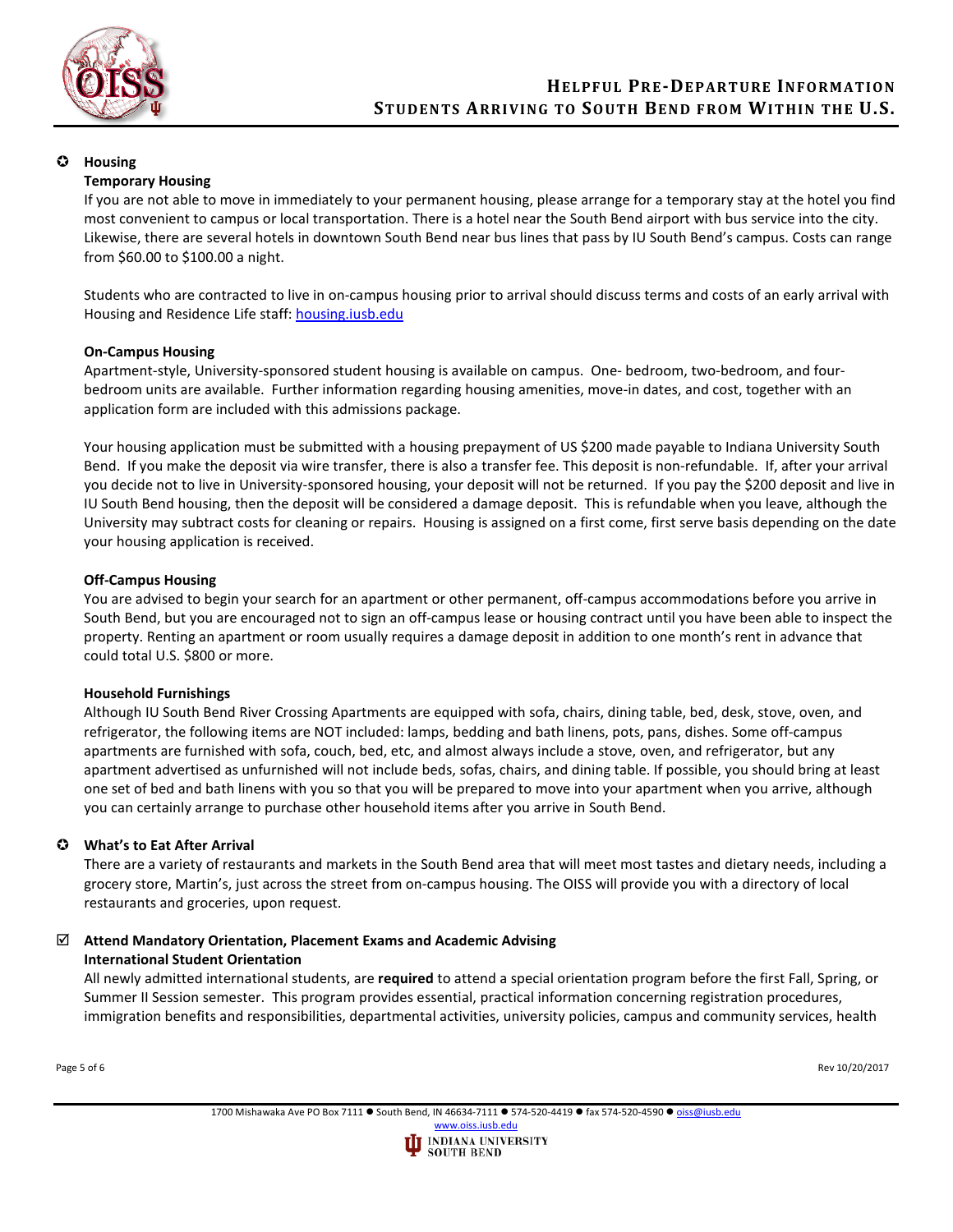## Housing

### Temporary Housing

If you are not able to move in immediately to your permanent housing, please arrange for a temporary stay at the hotel you find most convenient to campus or local transportation. There is a hotel near the South Bend airport with bus service into the city. Likewise, there are several hotels in downtown South Bend near bus lines that pass by IU South Bend's campus. Costs can range from $60.00 to $100.00 a night.

Students who are contracted to live in on-campus housing prior to arrival should discuss terms and costs of an early arrival with Housing and Residence Life staff: housing.iusb.edu

### On-Campus Housing

Apartment-style, University-sponsored student housing is available on campus. One- bedroom, two-bedroom, and four-bedroom units are available. Further information regarding housing amenities, move-in dates, and cost, together with an application form are included with this admissions package.

Your housing application must be submitted with a housing prepayment of US $200 made payable to Indiana University South Bend. If you make the deposit via wire transfer, there is also a transfer fee. This deposit is non-refundable. If, after your arrival you decide not to live in University-sponsored housing, your deposit will not be returned. If you pay the $200 deposit and live in IU South Bend housing, then the deposit will be considered a damage deposit. This is refundable when you leave, although the University may subtract costs for cleaning or repairs. Housing is assigned on a first come, first serve basis depending on the date your housing application is received.

### Off-Campus Housing

You are advised to begin your search for an apartment or other permanent, off-campus accommodations before you arrive in South Bend, but you are encouraged not to sign an off-campus lease or housing contract until you have been able to inspect the property. Renting an apartment or room usually requires a damage deposit in addition to one month's rent in advance that could total U.S. $800 or more.

### Household Furnishings

Although IU South Bend River Crossing Apartments are equipped with sofa, chairs, dining table, bed, desk, stove, oven, and refrigerator, the following items are NOT included: lamps, bedding and bath linens, pots, pans, dishes. Some off-campus apartments are furnished with sofa, couch, bed, etc, and almost always include a stove, oven, and refrigerator, but any apartment advertised as unfurnished will not include beds, sofas, chairs, and dining table. If possible, you should bring at least one set of bed and bath linens with you so that you will be prepared to move into your apartment when you arrive, although you can certainly arrange to purchase other household items after you arrive in South Bend.

## What's to Eat After Arrival

There are a variety of restaurants and markets in the South Bend area that will meet most tastes and dietary needs, including a grocery store, Martin's, just across the street from on-campus housing. The OISS will provide you with a directory of local restaurants and groceries, upon request.

## ☑ Attend Mandatory Orientation, Placement Exams and Academic Advising

### International Student Orientation

All newly admitted international students, are **required** to attend a special orientation program before the first Fall, Spring, or Summer II Session semester. This program provides essential, practical information concerning registration procedures, immigration benefits and responsibilities, departmental activities, university policies, campus and community services, health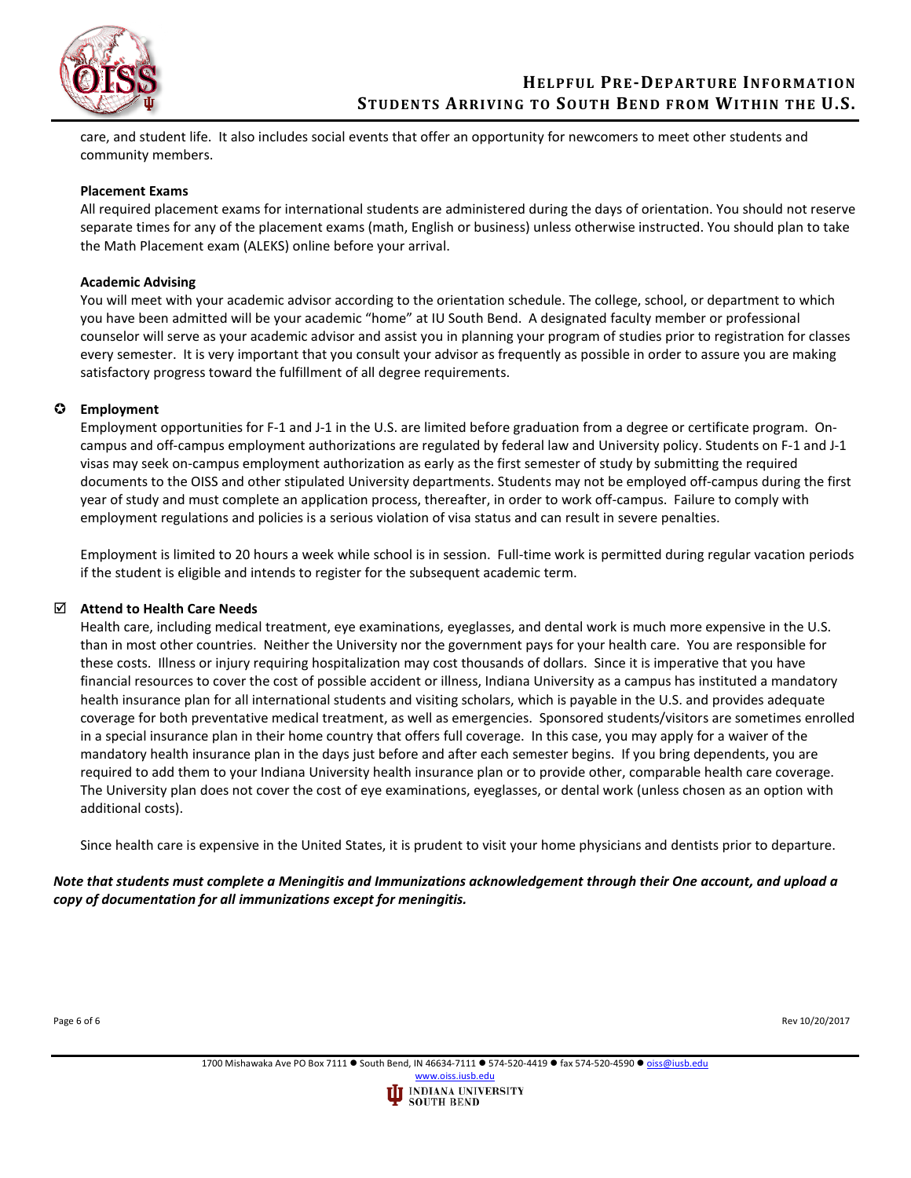care, and student life. It also includes social events that offer an opportunity for newcomers to meet other students and community members.

**Placement Exams**

All required placement exams for international students are administered during the days of orientation. You should not reserve separate times for any of the placement exams (math, English or business) unless otherwise instructed. You should plan to take the Math Placement exam (ALEKS) online before your arrival.

**Academic Advising**

You will meet with your academic advisor according to the orientation schedule. The college, school, or department to which you have been admitted will be your academic "home" at IU South Bend. A designated faculty member or professional counselor will serve as your academic advisor and assist you in planning your program of studies prior to registration for classes every semester. It is very important that you consult your advisor as frequently as possible in order to assure you are making satisfactory progress toward the fulfillment of all degree requirements.

### ✪ Employment

Employment opportunities for F-1 and J-1 in the U.S. are limited before graduation from a degree or certificate program. On-campus and off-campus employment authorizations are regulated by federal law and University policy. Students on F-1 and J-1 visas may seek on-campus employment authorization as early as the first semester of study by submitting the required documents to the OISS and other stipulated University departments. Students may not be employed off-campus during the first year of study and must complete an application process, thereafter, in order to work off-campus. Failure to comply with employment regulations and policies is a serious violation of visa status and can result in severe penalties.

Employment is limited to 20 hours a week while school is in session. Full-time work is permitted during regular vacation periods if the student is eligible and intends to register for the subsequent academic term.

### ☑ Attend to Health Care Needs

Health care, including medical treatment, eye examinations, eyeglasses, and dental work is much more expensive in the U.S. than in most other countries. Neither the University nor the government pays for your health care. You are responsible for these costs. Illness or injury requiring hospitalization may cost thousands of dollars. Since it is imperative that you have financial resources to cover the cost of possible accident or illness, Indiana University as a campus has instituted a mandatory health insurance plan for all international students and visiting scholars, which is payable in the U.S. and provides adequate coverage for both preventative medical treatment, as well as emergencies. Sponsored students/visitors are sometimes enrolled in a special insurance plan in their home country that offers full coverage. In this case, you may apply for a waiver of the mandatory health insurance plan in the days just before and after each semester begins. If you bring dependents, you are required to add them to your Indiana University health insurance plan or to provide other, comparable health care coverage. The University plan does not cover the cost of eye examinations, eyeglasses, or dental work (unless chosen as an option with additional costs).

Since health care is expensive in the United States, it is prudent to visit your home physicians and dentists prior to departure.

***Note that students must complete a Meningitis and Immunizations acknowledgement through their One account, and upload a copy of documentation for all immunizations except for meningitis.***